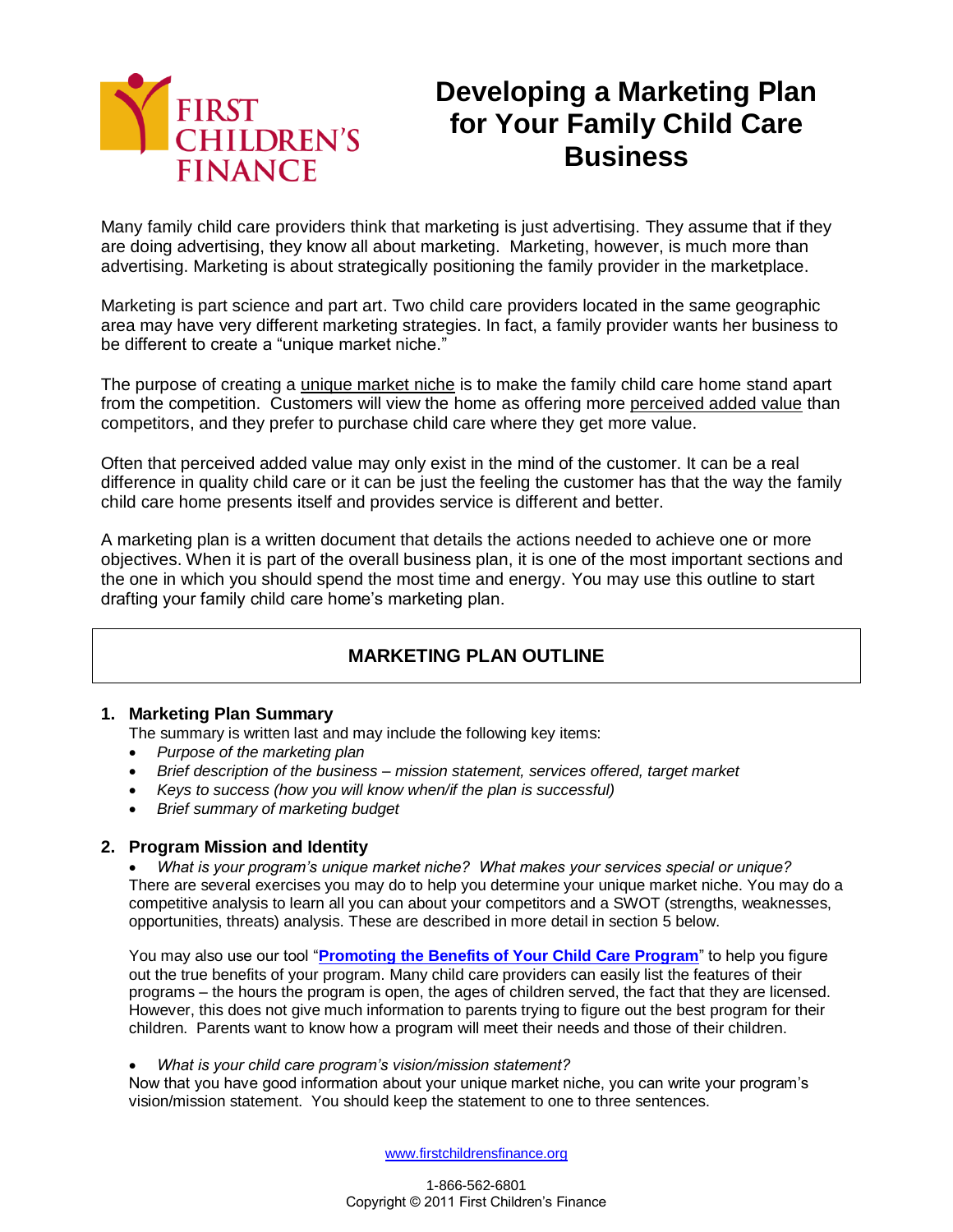FIRST CHILDREN'S FINANCE

# Developing a Marketing Plan for Your Family Child Care Business

Many family child care providers think that marketing is just advertising. They assume that if they are doing advertising, they know all about marketing. Marketing, however, is much more than advertising. Marketing is about strategically positioning the family provider in the marketplace.

Marketing is part science and part art. Two child care providers located in the same geographic area may have very different marketing strategies. In fact, a family provider wants her business to be different to create a "unique market niche."

The purpose of creating a unique market niche is to make the family child care home stand apart from the competition. Customers will view the home as offering more perceived added value than competitors, and they prefer to purchase child care where they get more value.

Often that perceived added value may only exist in the mind of the customer. It can be a real difference in quality child care or it can be just the feeling the customer has that the way the family child care home presents itself and provides service is different and better.

A marketing plan is a written document that details the actions needed to achieve one or more objectives. When it is part of the overall business plan, it is one of the most important sections and the one in which you should spend the most time and energy. You may use this outline to start drafting your family child care home's marketing plan.

## MARKETING PLAN OUTLINE

### 1. Marketing Plan Summary

The summary is written last and may include the following key items:

- *Purpose of the marketing plan*
- *Brief description of the business – mission statement, services offered, target market*
- *Keys to success (how you will know when/if the plan is successful)*
- *Brief summary of marketing budget*

### 2. Program Mission and Identity

- *What is your program's unique market niche? What makes your services special or unique?*

There are several exercises you may do to help you determine your unique market niche. You may do a competitive analysis to learn all you can about your competitors and a SWOT (strengths, weaknesses, opportunities, threats) analysis. These are described in more detail in section 5 below.

You may also use our tool "**Promoting the Benefits of Your Child Care Program**" to help you figure out the true benefits of your program. Many child care providers can easily list the features of their programs – the hours the program is open, the ages of children served, the fact that they are licensed. However, this does not give much information to parents trying to figure out the best program for their children. Parents want to know how a program will meet their needs and those of their children.

- *What is your child care program's vision/mission statement?*

Now that you have good information about your unique market niche, you can write your program's vision/mission statement. You should keep the statement to one to three sentences.

www.firstchildrensfinance.org

1-866-562-6801
Copyright © 2011 First Children's Finance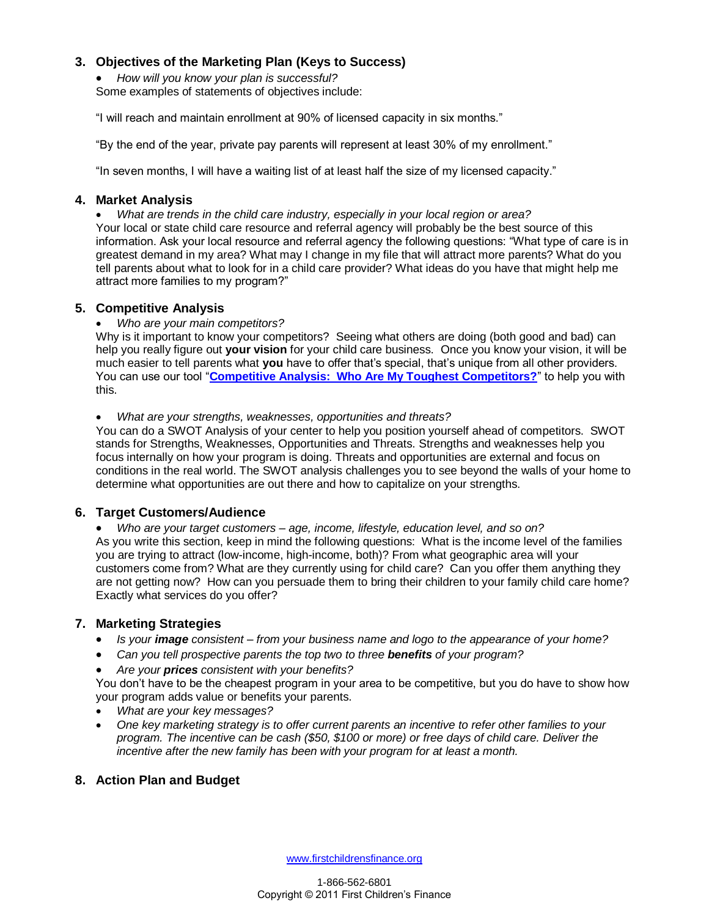## 3. Objectives of the Marketing Plan (Keys to Success)

- *How will you know your plan is successful?*

Some examples of statements of objectives include:

"I will reach and maintain enrollment at 90% of licensed capacity in six months."

"By the end of the year, private pay parents will represent at least 30% of my enrollment."

"In seven months, I will have a waiting list of at least half the size of my licensed capacity."

## 4. Market Analysis

- *What are trends in the child care industry, especially in your local region or area?*

Your local or state child care resource and referral agency will probably be the best source of this information. Ask your local resource and referral agency the following questions: "What type of care is in greatest demand in my area? What may I change in my file that will attract more parents? What do you tell parents about what to look for in a child care provider? What ideas do you have that might help me attract more families to my program?"

## 5. Competitive Analysis

- *Who are your main competitors?*

Why is it important to know your competitors? Seeing what others are doing (both good and bad) can help you really figure out **your vision** for your child care business. Once you know your vision, it will be much easier to tell parents what **you** have to offer that's special, that's unique from all other providers. You can use our tool "**Competitive Analysis: Who Are My Toughest Competitors?**" to help you with this.

- *What are your strengths, weaknesses, opportunities and threats?*

You can do a SWOT Analysis of your center to help you position yourself ahead of competitors. SWOT stands for Strengths, Weaknesses, Opportunities and Threats. Strengths and weaknesses help you focus internally on how your program is doing. Threats and opportunities are external and focus on conditions in the real world. The SWOT analysis challenges you to see beyond the walls of your home to determine what opportunities are out there and how to capitalize on your strengths.

## 6. Target Customers/Audience

- *Who are your target customers – age, income, lifestyle, education level, and so on?*

As you write this section, keep in mind the following questions: What is the income level of the families you are trying to attract (low-income, high-income, both)? From what geographic area will your customers come from? What are they currently using for child care? Can you offer them anything they are not getting now? How can you persuade them to bring their children to your family child care home? Exactly what services do you offer?

## 7. Marketing Strategies

- *Is your **image** consistent – from your business name and logo to the appearance of your home?*
- *Can you tell prospective parents the top two to three **benefits** of your program?*
- *Are your **prices** consistent with your benefits?*

You don't have to be the cheapest program in your area to be competitive, but you do have to show how your program adds value or benefits your parents.

- *What are your key messages?*
- *One key marketing strategy is to offer current parents an incentive to refer other families to your program. The incentive can be cash ($50, $100 or more) or free days of child care. Deliver the incentive after the new family has been with your program for at least a month.*

## 8. Action Plan and Budget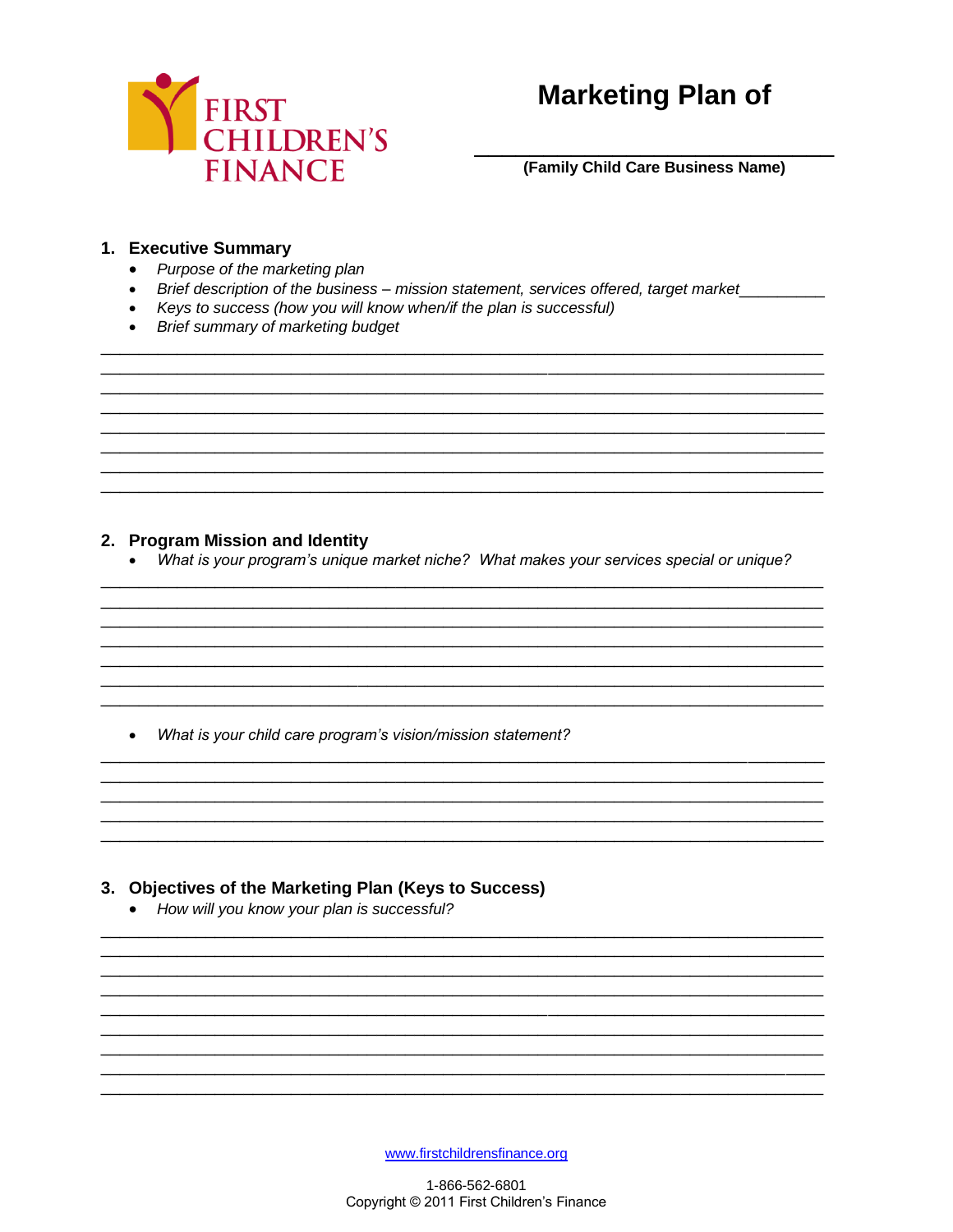# Marketing Plan of

______________________________

**(Family Child Care Business Name)**

## 1. Executive Summary

- *Purpose of the marketing plan*
- *Brief description of the business – mission statement, services offered, target market*__________
- *Keys to success (how you will know when/if the plan is successful)*
- *Brief summary of marketing budget*

________________________________________________________________________________
________________________________________________________________________________
________________________________________________________________________________
________________________________________________________________________________
________________________________________________________________________________
________________________________________________________________________________
________________________________________________________________________________
________________________________________________________________________________

## 2. Program Mission and Identity

- *What is your program's unique market niche? What makes your services special or unique?*

________________________________________________________________________________
________________________________________________________________________________
________________________________________________________________________________
________________________________________________________________________________
________________________________________________________________________________
________________________________________________________________________________
________________________________________________________________________________

- *What is your child care program's vision/mission statement?*

________________________________________________________________________________
________________________________________________________________________________
________________________________________________________________________________
________________________________________________________________________________
________________________________________________________________________________

## 3. Objectives of the Marketing Plan (Keys to Success)

- *How will you know your plan is successful?*

________________________________________________________________________________
________________________________________________________________________________
________________________________________________________________________________
________________________________________________________________________________
________________________________________________________________________________
________________________________________________________________________________
________________________________________________________________________________
________________________________________________________________________________
________________________________________________________________________________

www.firstchildrensfinance.org

1-866-562-6801
Copyright © 2011 First Children's Finance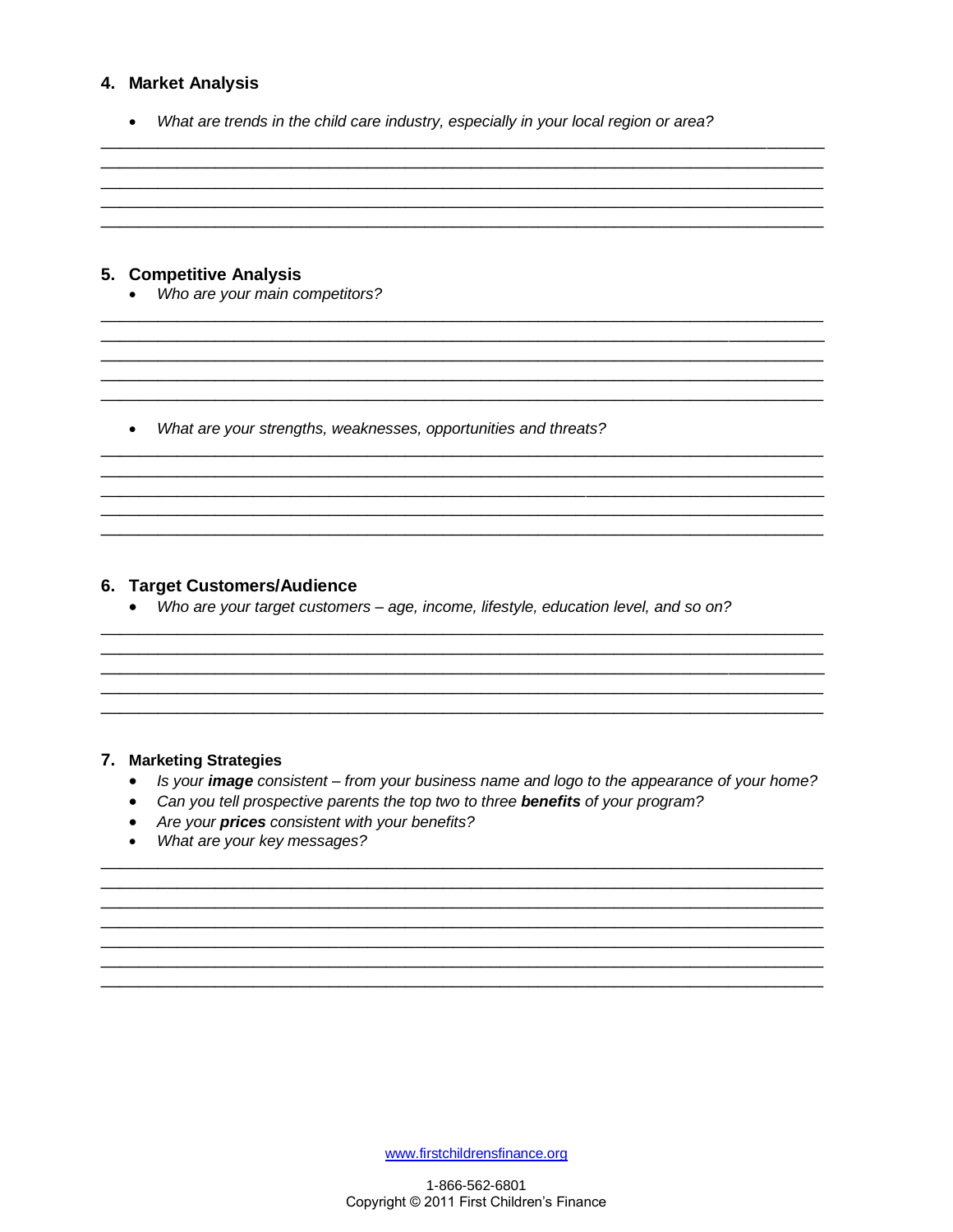## 4. Market Analysis

- *What are trends in the child care industry, especially in your local region or area?*

______________________________________________________________________________
______________________________________________________________________________
______________________________________________________________________________
______________________________________________________________________________
______________________________________________________________________________

## 5. Competitive Analysis

- *Who are your main competitors?*

______________________________________________________________________________
______________________________________________________________________________
______________________________________________________________________________
______________________________________________________________________________
______________________________________________________________________________

- *What are your strengths, weaknesses, opportunities and threats?*

______________________________________________________________________________
______________________________________________________________________________
______________________________________________________________________________
______________________________________________________________________________
______________________________________________________________________________

## 6. Target Customers/Audience

- *Who are your target customers – age, income, lifestyle, education level, and so on?*

______________________________________________________________________________
______________________________________________________________________________
______________________________________________________________________________
______________________________________________________________________________
______________________________________________________________________________

## 7. Marketing Strategies

- *Is your **image** consistent – from your business name and logo to the appearance of your home?*
- *Can you tell prospective parents the top two to three **benefits** of your program?*
- *Are your **prices** consistent with your benefits?*
- *What are your key messages?*

______________________________________________________________________________
______________________________________________________________________________
______________________________________________________________________________
______________________________________________________________________________
______________________________________________________________________________
______________________________________________________________________________
______________________________________________________________________________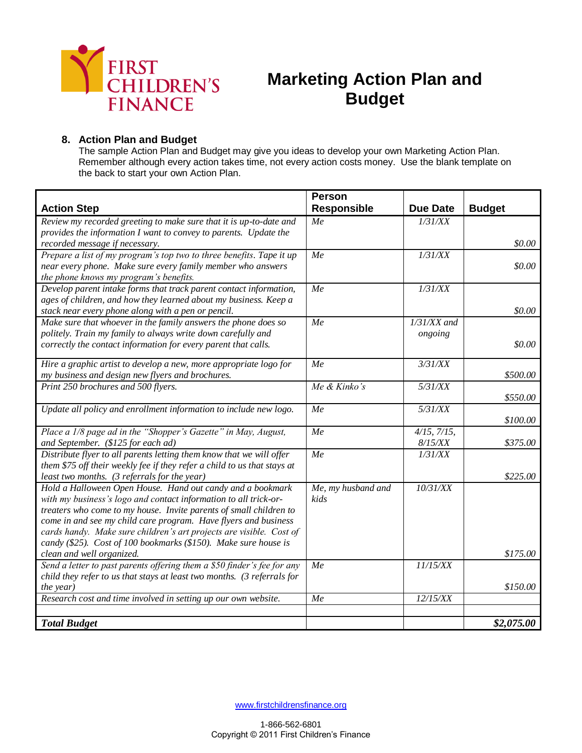# Marketing Action Plan and Budget

## 8. Action Plan and Budget

The sample Action Plan and Budget may give you ideas to develop your own Marketing Action Plan. Remember although every action takes time, not every action costs money. Use the blank template on the back to start your own Action Plan.

| Action Step | Person Responsible | Due Date | Budget |
|---|---|---|---|
| *Review my recorded greeting to make sure that it is up-to-date and provides the information I want to convey to parents. Update the recorded message if necessary.* | *Me* | *1/31/XX* | *$0.00* |
| *Prepare a list of my program's top two to three benefits. Tape it up near every phone. Make sure every family member who answers the phone knows my program's benefits.* | *Me* | *1/31/XX* | *$0.00* |
| *Develop parent intake forms that track parent contact information, ages of children, and how they learned about my business. Keep a stack near every phone along with a pen or pencil.* | *Me* | *1/31/XX* | *$0.00* |
| *Make sure that whoever in the family answers the phone does so politely. Train my family to always write down carefully and correctly the contact information for every parent that calls.* | *Me* | *1/31/XX and ongoing* | *$0.00* |
| *Hire a graphic artist to develop a new, more appropriate logo for my business and design new flyers and brochures.* | *Me* | *3/31/XX* | *$500.00* |
| *Print 250 brochures and 500 flyers.* | *Me & Kinko's* | *5/31/XX* | *$550.00* |
| *Update all policy and enrollment information to include new logo.* | *Me* | *5/31/XX* | *$100.00* |
| *Place a 1/8 page ad in the "Shopper's Gazette" in May, August, and September. ($125 for each ad)* | *Me* | *4/15, 7/15, 8/15/XX* | *$375.00* |
| *Distribute flyer to all parents letting them know that we will offer them $75 off their weekly fee if they refer a child to us that stays at least two months. (3 referrals for the year)* | *Me* | *1/31/XX* | *$225.00* |
| *Hold a Halloween Open House. Hand out candy and a bookmark with my business's logo and contact information to all trick-or-treaters who come to my house. Invite parents of small children to come in and see my child care program. Have flyers and business cards handy. Make sure children's art projects are visible. Cost of candy ($25). Cost of 100 bookmarks ($150). Make sure house is clean and well organized.* | *Me, my husband and kids* | *10/31/XX* | *$175.00* |
| *Send a letter to past parents offering them a $50 finder's fee for any child they refer to us that stays at least two months. (3 referrals for the year)* | *Me* | *11/15/XX* | *$150.00* |
| *Research cost and time involved in setting up our own website.* | *Me* | *12/15/XX* | |
| | | | |
| ***Total Budget*** | | | ***$2,075.00*** |

www.firstchildrensfinance.org

1-866-562-6801
Copyright © 2011 First Children's Finance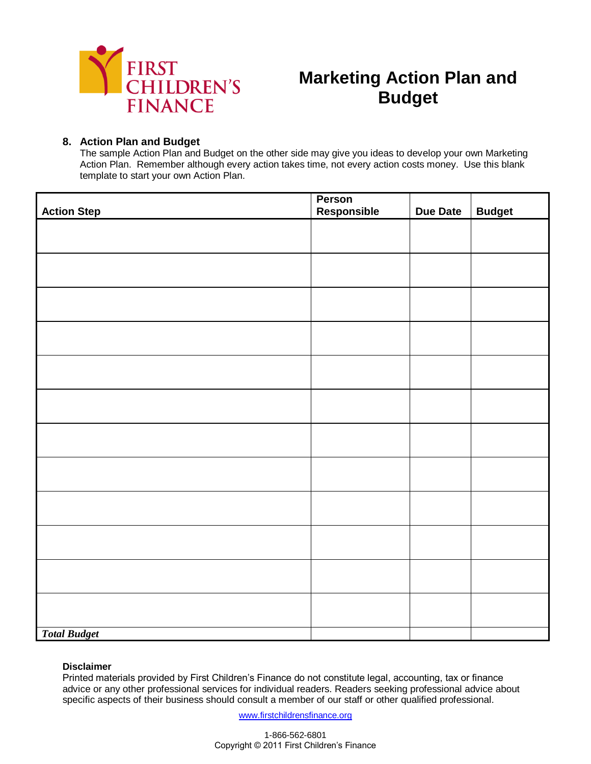FIRST CHILDREN'S FINANCE

# Marketing Action Plan and Budget

### 8. Action Plan and Budget

The sample Action Plan and Budget on the other side may give you ideas to develop your own Marketing Action Plan. Remember although every action takes time, not every action costs money. Use this blank template to start your own Action Plan.

| Action Step | Person Responsible | Due Date | Budget |
|---|---|---|---|
| | | | |
| | | | |
| | | | |
| | | | |
| | | | |
| | | | |
| | | | |
| | | | |
| | | | |
| | | | |
| | | | |
| | | | |
| ***Total Budget*** | | | |

**Disclaimer**
Printed materials provided by First Children's Finance do not constitute legal, accounting, tax or finance advice or any other professional services for individual readers. Readers seeking professional advice about specific aspects of their business should consult a member of our staff or other qualified professional.

www.firstchildrensfinance.org

1-866-562-6801
Copyright © 2011 First Children's Finance